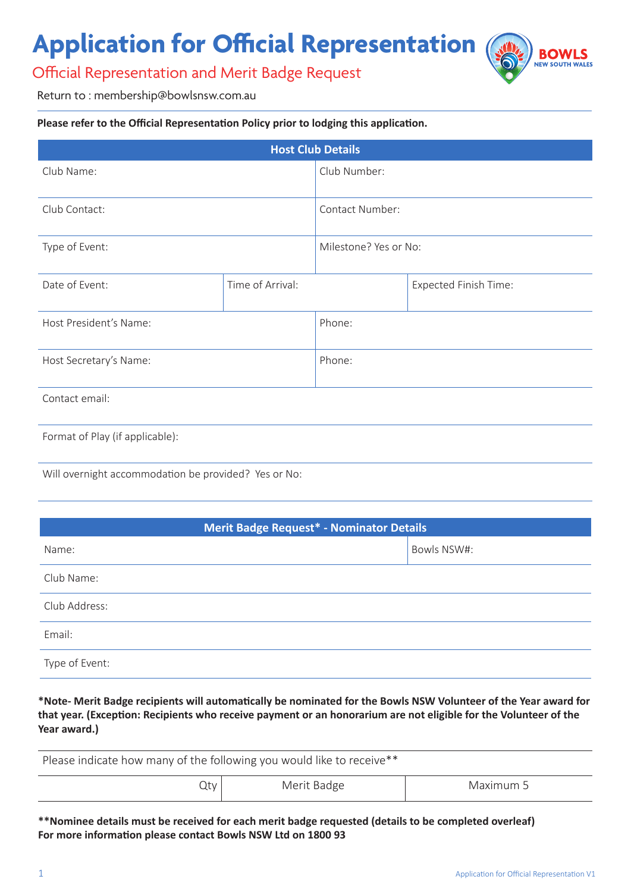# Application for Official Representation

## Official Representation and Merit Badge Request

Return to : membership@bowlsnsw.com.au

**Please refer to the Official Representation Policy prior to lodging this application.**

| Host Club Details | | |
|---|---|---|
| Club Name: | | Club Number: |
| Club Contact: | | Contact Number: |
| Type of Event: | | Milestone? Yes or No: |
| Date of Event: | Time of Arrival: | Expected Finish Time: |
| Host President's Name: | | Phone: |
| Host Secretary's Name: | | Phone: |
| Contact email: | | |
| Format of Play (if applicable): | | |
| Will overnight accommodation be provided? Yes or No: | | |

| Merit Badge Request* - Nominator Details | |
|---|---|
| Name: | Bowls NSW#: |
| Club Name: | |
| Club Address: | |
| Email: | |
| Type of Event: | |

**\*Note- Merit Badge recipients will automatically be nominated for the Bowls NSW Volunteer of the Year award for that year. (Exception: Recipients who receive payment or an honorarium are not eligible for the Volunteer of the Year award.)**

| Please indicate how many of the following you would like to receive** | | |
|---|---|---|
| Qty | Merit Badge | Maximum 5 |

**\*\*Nominee details must be received for each merit badge requested (details to be completed overleaf)**
**For more information please contact Bowls NSW Ltd on 1800 93**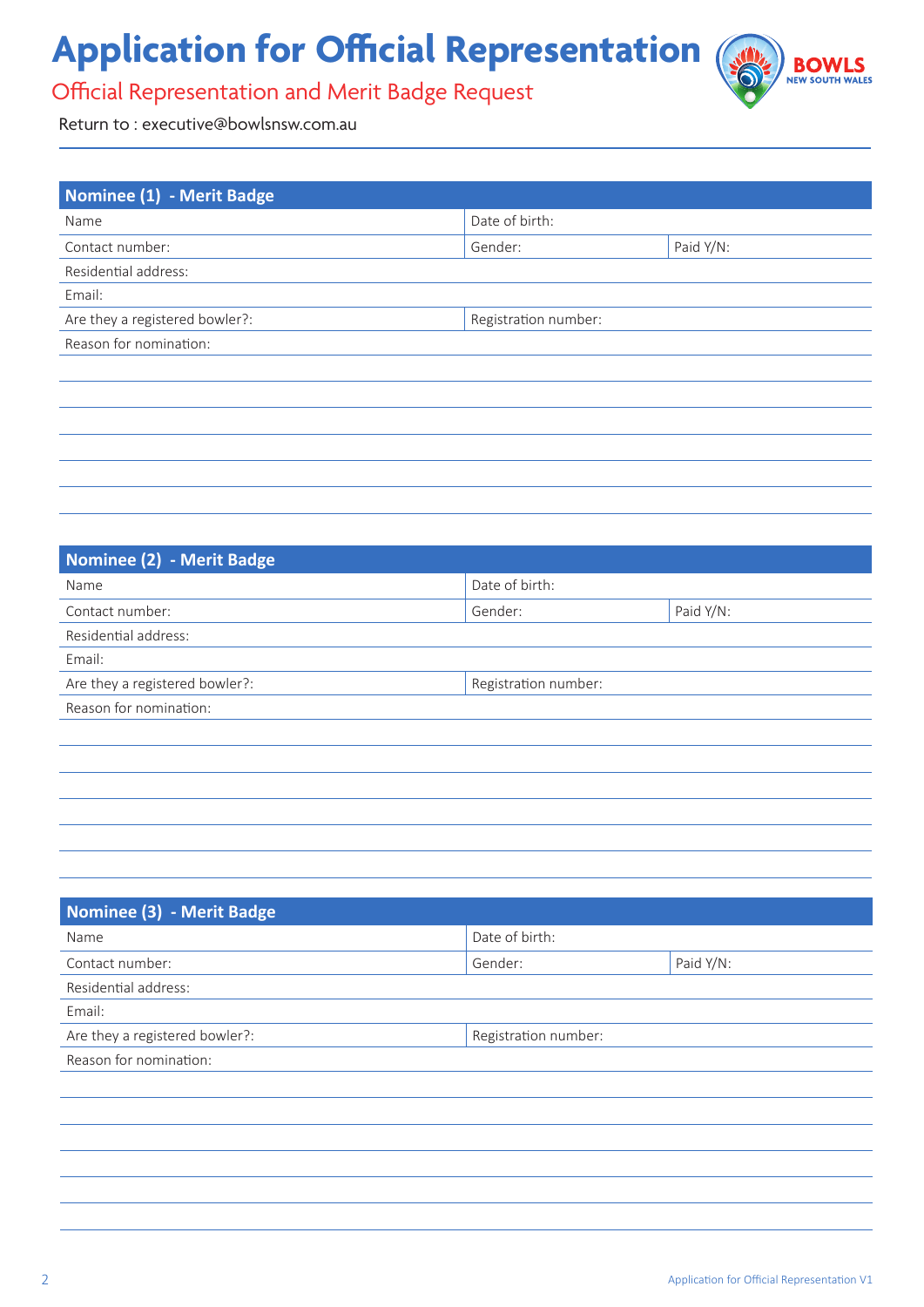# Application for Official Representation

## Official Representation and Merit Badge Request

Return to : executive@bowlsnsw.com.au

| Nominee (1) - Merit Badge | | |
|---|---|---|
| Name | Date of birth: | |
| Contact number: | Gender: | Paid Y/N: |
| Residential address: | | |
| Email: | | |
| Are they a registered bowler?: | Registration number: | |
| Reason for nomination: | | |

| Nominee (2) - Merit Badge | | |
|---|---|---|
| Name | Date of birth: | |
| Contact number: | Gender: | Paid Y/N: |
| Residential address: | | |
| Email: | | |
| Are they a registered bowler?: | Registration number: | |
| Reason for nomination: | | |

| Nominee (3) - Merit Badge | | |
|---|---|---|
| Name | Date of birth: | |
| Contact number: | Gender: | Paid Y/N: |
| Residential address: | | |
| Email: | | |
| Are they a registered bowler?: | Registration number: | |
| Reason for nomination: | | |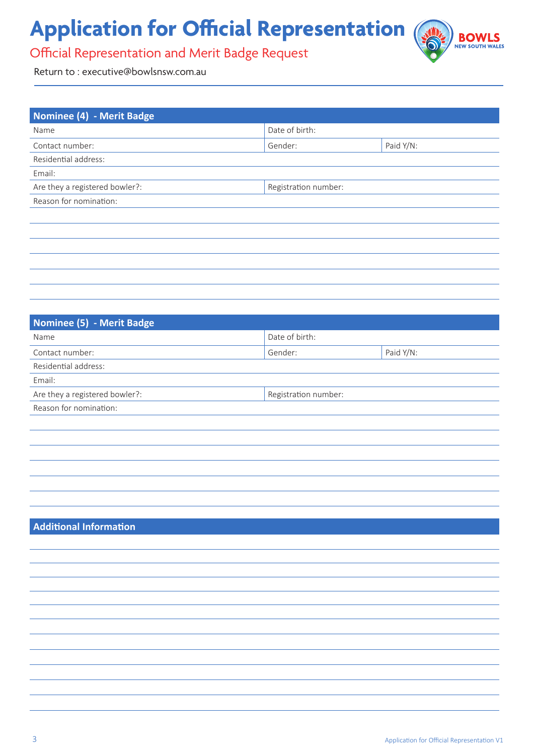# Application for Official Representation

## Official Representation and Merit Badge Request

Return to : executive@bowlsnsw.com.au

### Nominee (4) - Merit Badge

| | | |
|---|---|---|
| Name | Date of birth: | |
| Contact number: | Gender: | Paid Y/N: |
| Residential address: | | |
| Email: | | |
| Are they a registered bowler?: | Registration number: | |
| Reason for nomination: | | |

### Nominee (5) - Merit Badge

| | | |
|---|---|---|
| Name | Date of birth: | |
| Contact number: | Gender: | Paid Y/N: |
| Residential address: | | |
| Email: | | |
| Are they a registered bowler?: | Registration number: | |
| Reason for nomination: | | |

### Additional Information